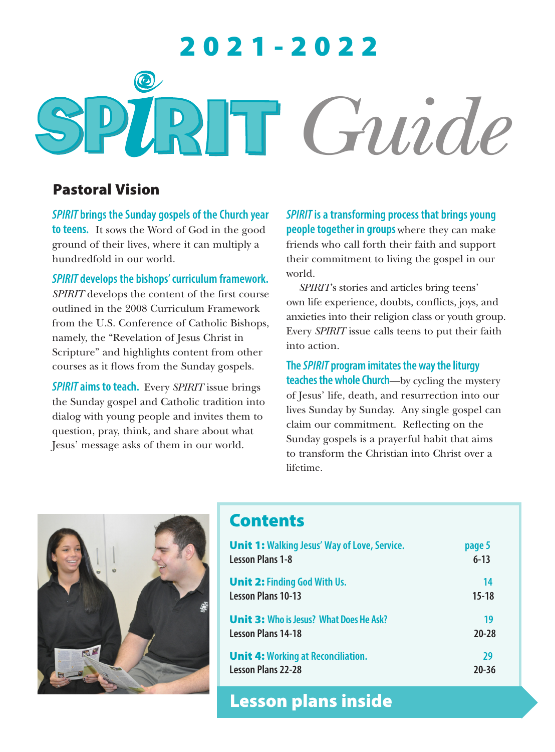# 2021-2022

# SPIRIT *Guide*

## Pastoral Vision

***SPIRIT* brings the Sunday gospels of the Church year to teens.** It sows the Word of God in the good ground of their lives, where it can multiply a hundredfold in our world.

***SPIRIT* develops the bishops' curriculum framework.** *SPIRIT* develops the content of the first course outlined in the 2008 Curriculum Framework from the U.S. Conference of Catholic Bishops, namely, the "Revelation of Jesus Christ in Scripture" and highlights content from other courses as it flows from the Sunday gospels.

***SPIRIT* aims to teach.** Every *SPIRIT* issue brings the Sunday gospel and Catholic tradition into dialog with young people and invites them to question, pray, think, and share about what Jesus' message asks of them in our world.

***SPIRIT* is a transforming process that brings young people together in groups** where they can make friends who call forth their faith and support their commitment to living the gospel in our world.

*SPIRIT*'s stories and articles bring teens' own life experience, doubts, conflicts, joys, and anxieties into their religion class or youth group. Every *SPIRIT* issue calls teens to put their faith into action.

**The *SPIRIT* program imitates the way the liturgy teaches the whole Church**—by cycling the mystery of Jesus' life, death, and resurrection into our lives Sunday by Sunday. Any single gospel can claim our commitment. Reflecting on the Sunday gospels is a prayerful habit that aims to transform the Christian into Christ over a lifetime.

## Contents

| | |
|---|---|
| **Unit 1:** Walking Jesus' Way of Love, Service. | page 5 |
| Lesson Plans 1-8 | 6-13 |
| **Unit 2:** Finding God With Us. | 14 |
| Lesson Plans 10-13 | 15-18 |
| **Unit 3:** Who is Jesus? What Does He Ask? | 19 |
| Lesson Plans 14-18 | 20-28 |
| **Unit 4:** Working at Reconciliation. | 29 |
| Lesson Plans 22-28 | 20-36 |

## Lesson plans inside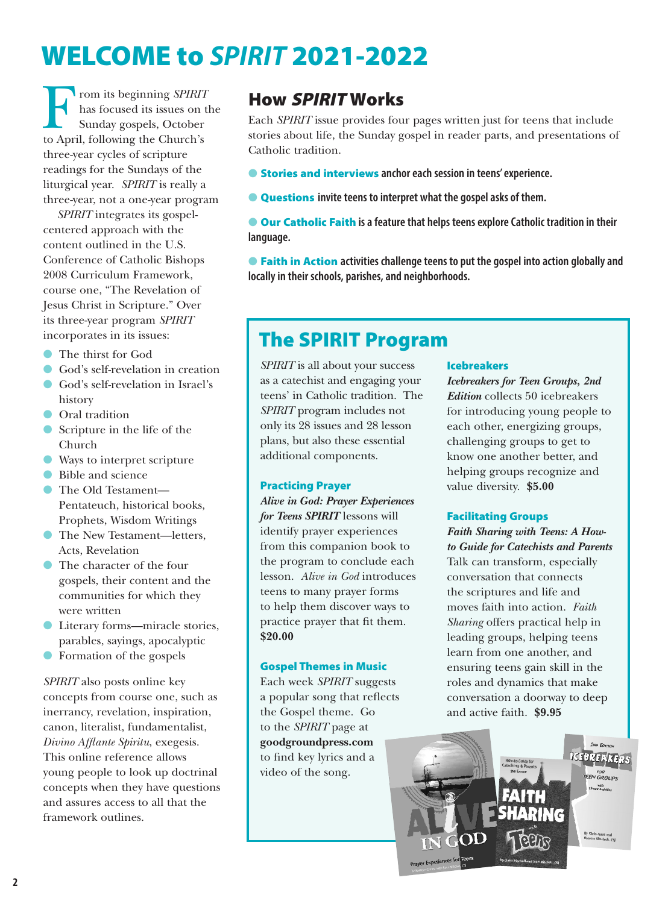# WELCOME to *SPIRIT* 2021-2022

From its beginning *SPIRIT* has focused its issues on the Sunday gospels, October to April, following the Church's three-year cycles of scripture readings for the Sundays of the liturgical year. *SPIRIT* is really a three-year, not a one-year program

*SPIRIT* integrates its gospel-centered approach with the content outlined in the U.S. Conference of Catholic Bishops 2008 Curriculum Framework, course one, "The Revelation of Jesus Christ in Scripture." Over its three-year program *SPIRIT* incorporates in its issues:

- The thirst for God
- God's self-revelation in creation
- God's self-revelation in Israel's history
- Oral tradition
- Scripture in the life of the Church
- Ways to interpret scripture
- Bible and science
- The Old Testament—Pentateuch, historical books, Prophets, Wisdom Writings
- The New Testament—letters, Acts, Revelation
- The character of the four gospels, their content and the communities for which they were written
- Literary forms—miracle stories, parables, sayings, apocalyptic
- Formation of the gospels

*SPIRIT* also posts online key concepts from course one, such as inerrancy, revelation, inspiration, canon, literalist, fundamentalist, *Divino Afflante Spiritu*, exegesis. This online reference allows young people to look up doctrinal concepts when they have questions and assures access to all that the framework outlines.

## How *SPIRIT* Works

Each *SPIRIT* issue provides four pages written just for teens that include stories about life, the Sunday gospel in reader parts, and presentations of Catholic tradition.

- **Stories and interviews anchor each session in teens' experience.**
- **Questions invite teens to interpret what the gospel asks of them.**
- **Our Catholic Faith is a feature that helps teens explore Catholic tradition in their language.**
- **Faith in Action activities challenge teens to put the gospel into action globally and locally in their schools, parishes, and neighborhoods.**

## The SPIRIT Program

*SPIRIT* is all about your success as a catechist and engaging your teens' in Catholic tradition. The *SPIRIT* program includes not only its 28 issues and 28 lesson plans, but also these essential additional components.

### Practicing Prayer

***Alive in God: Prayer Experiences for Teens SPIRIT*** lessons will identify prayer experiences from this companion book to the program to conclude each lesson. *Alive in God* introduces teens to many prayer forms to help them discover ways to practice prayer that fit them. **$20.00**

### Gospel Themes in Music

Each week *SPIRIT* suggests a popular song that reflects the Gospel theme. Go to the *SPIRIT* page at **goodgroundpress.com** to find key lyrics and a video of the song.

### Icebreakers

***Icebreakers for Teen Groups, 2nd Edition*** collects 50 icebreakers for introducing young people to each other, energizing groups, challenging groups to get to know one another better, and helping groups recognize and value diversity. **$5.00**

### Facilitating Groups

***Faith Sharing with Teens: A How-to Guide for Catechists and Parents*** Talk can transform, especially conversation that connects the scriptures and life and moves faith into action. *Faith Sharing* offers practical help in leading groups, helping teens learn from one another, and ensuring teens gain skill in the roles and dynamics that make conversation a doorway to deep and active faith. **$9.95**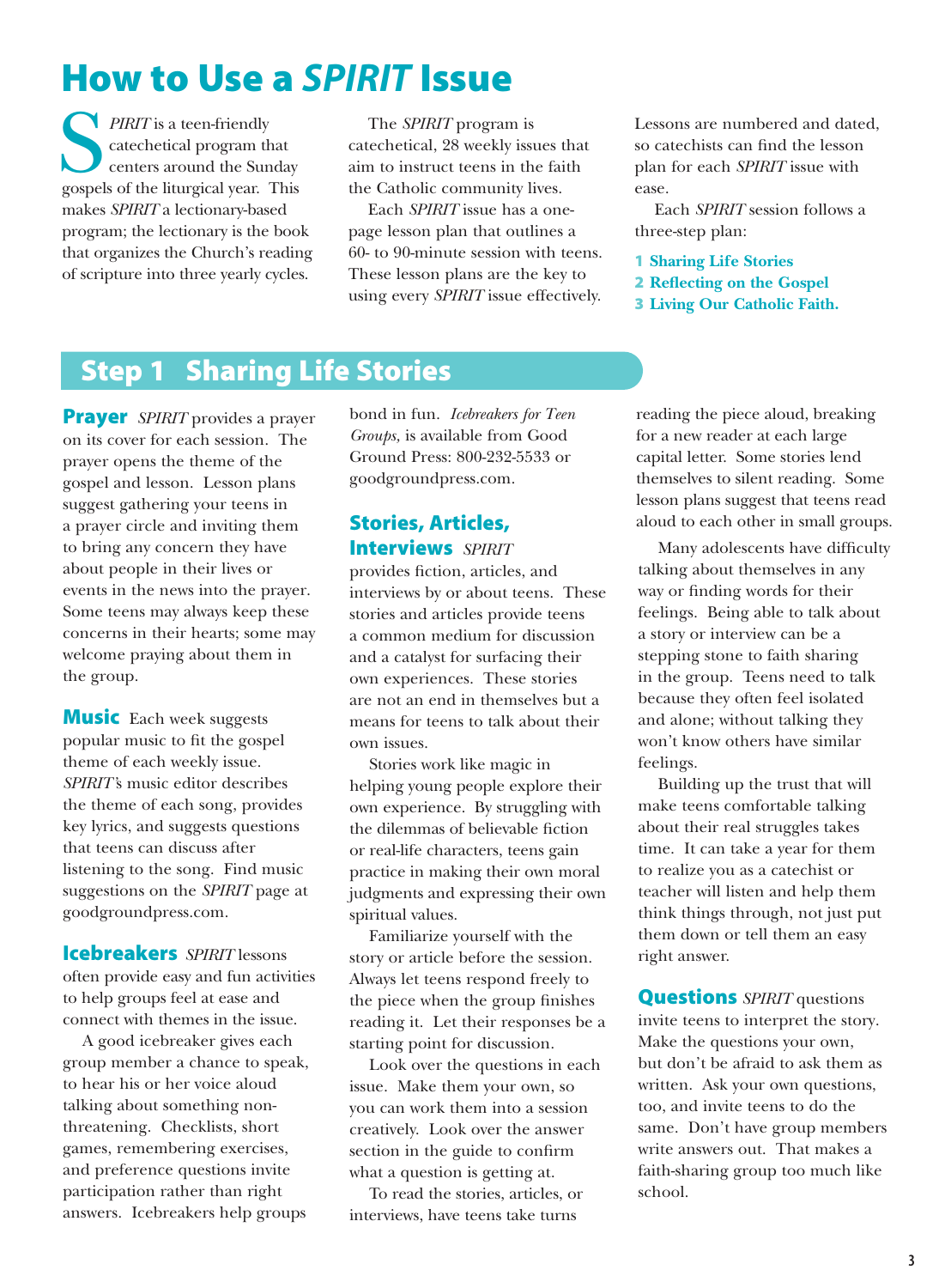# How to Use a *SPIRIT* Issue

*SPIRIT* is a teen-friendly catechetical program that centers around the Sunday gospels of the liturgical year. This makes *SPIRIT* a lectionary-based program; the lectionary is the book that organizes the Church's reading of scripture into three yearly cycles.

The *SPIRIT* program is catechetical, 28 weekly issues that aim to instruct teens in the faith the Catholic community lives.

Each *SPIRIT* issue has a one-page lesson plan that outlines a 60- to 90-minute session with teens. These lesson plans are the key to using every *SPIRIT* issue effectively. Lessons are numbered and dated, so catechists can find the lesson plan for each *SPIRIT* issue with ease.

Each *SPIRIT* session follows a three-step plan:

1. **Sharing Life Stories**
2. **Reflecting on the Gospel**
3. **Living Our Catholic Faith.**

## Step 1 Sharing Life Stories

**Prayer** *SPIRIT* provides a prayer on its cover for each session. The prayer opens the theme of the gospel and lesson. Lesson plans suggest gathering your teens in a prayer circle and inviting them to bring any concern they have about people in their lives or events in the news into the prayer. Some teens may always keep these concerns in their hearts; some may welcome praying about them in the group.

**Music** Each week suggests popular music to fit the gospel theme of each weekly issue. *SPIRIT*'s music editor describes the theme of each song, provides key lyrics, and suggests questions that teens can discuss after listening to the song. Find music suggestions on the *SPIRIT* page at goodgroundpress.com.

**Icebreakers** *SPIRIT* lessons often provide easy and fun activities to help groups feel at ease and connect with themes in the issue.

A good icebreaker gives each group member a chance to speak, to hear his or her voice aloud talking about something non-threatening. Checklists, short games, remembering exercises, and preference questions invite participation rather than right answers. Icebreakers help groups bond in fun. *Icebreakers for Teen Groups,* is available from Good Ground Press: 800-232-5533 or goodgroundpress.com.

**Stories, Articles, Interviews** *SPIRIT* provides fiction, articles, and interviews by or about teens. These stories and articles provide teens a common medium for discussion and a catalyst for surfacing their own experiences. These stories are not an end in themselves but a means for teens to talk about their own issues.

Stories work like magic in helping young people explore their own experience. By struggling with the dilemmas of believable fiction or real-life characters, teens gain practice in making their own moral judgments and expressing their own spiritual values.

Familiarize yourself with the story or article before the session. Always let teens respond freely to the piece when the group finishes reading it. Let their responses be a starting point for discussion.

Look over the questions in each issue. Make them your own, so you can work them into a session creatively. Look over the answer section in the guide to confirm what a question is getting at.

To read the stories, articles, or interviews, have teens take turns reading the piece aloud, breaking for a new reader at each large capital letter. Some stories lend themselves to silent reading. Some lesson plans suggest that teens read aloud to each other in small groups.

Many adolescents have difficulty talking about themselves in any way or finding words for their feelings. Being able to talk about a story or interview can be a stepping stone to faith sharing in the group. Teens need to talk because they often feel isolated and alone; without talking they won't know others have similar feelings.

Building up the trust that will make teens comfortable talking about their real struggles takes time. It can take a year for them to realize you as a catechist or teacher will listen and help them think things through, not just put them down or tell them an easy right answer.

**Questions** *SPIRIT* questions invite teens to interpret the story. Make the questions your own, but don't be afraid to ask them as written. Ask your own questions, too, and invite teens to do the same. Don't have group members write answers out. That makes a faith-sharing group too much like school.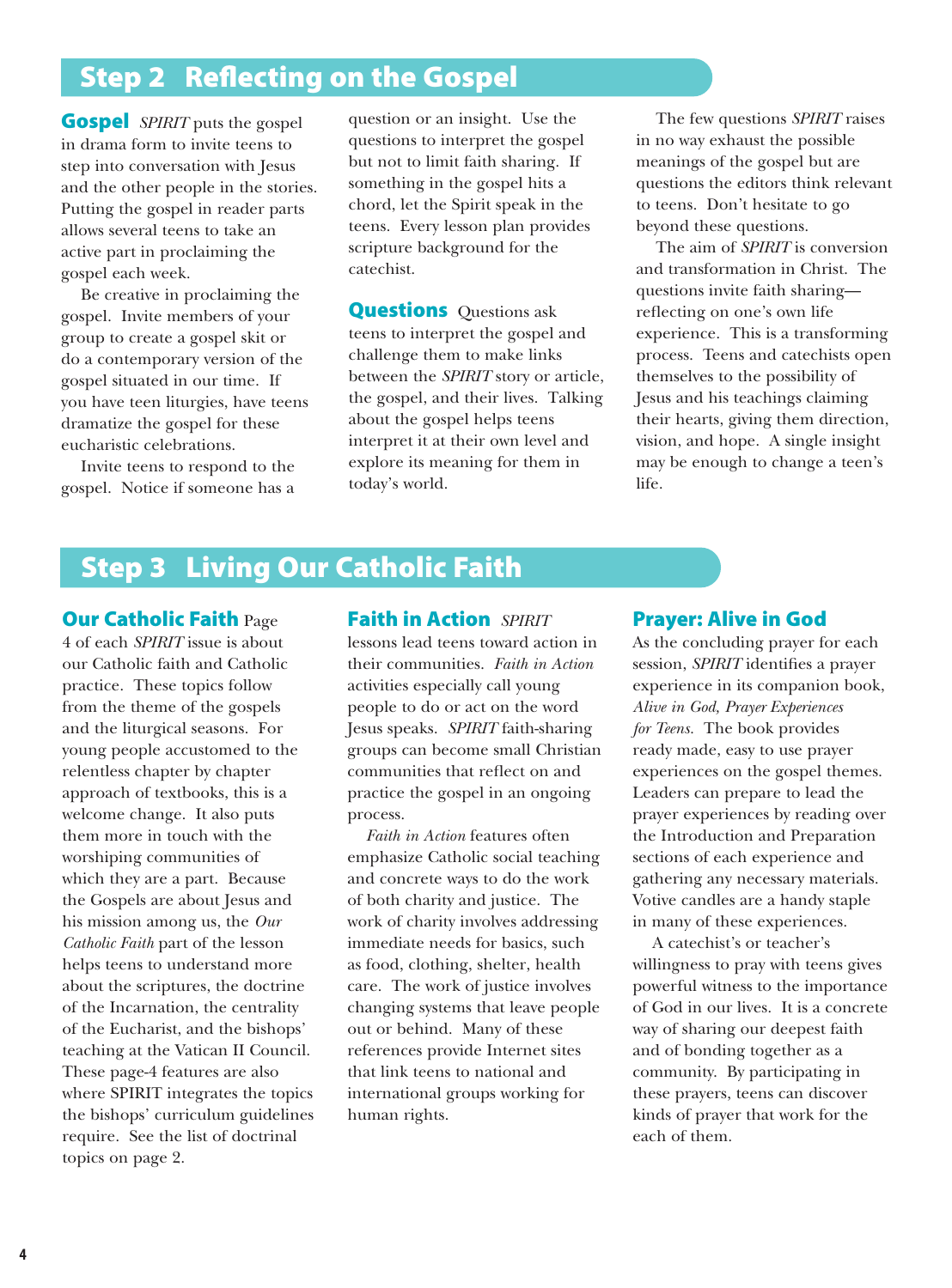## Step 2 Reflecting on the Gospel

**Gospel** *SPIRIT* puts the gospel in drama form to invite teens to step into conversation with Jesus and the other people in the stories. Putting the gospel in reader parts allows several teens to take an active part in proclaiming the gospel each week.

Be creative in proclaiming the gospel. Invite members of your group to create a gospel skit or do a contemporary version of the gospel situated in our time. If you have teen liturgies, have teens dramatize the gospel for these eucharistic celebrations.

Invite teens to respond to the gospel. Notice if someone has a question or an insight. Use the questions to interpret the gospel but not to limit faith sharing. If something in the gospel hits a chord, let the Spirit speak in the teens. Every lesson plan provides scripture background for the catechist.

**Questions** Questions ask teens to interpret the gospel and challenge them to make links between the *SPIRIT* story or article, the gospel, and their lives. Talking about the gospel helps teens interpret it at their own level and explore its meaning for them in today's world.

The few questions *SPIRIT* raises in no way exhaust the possible meanings of the gospel but are questions the editors think relevant to teens. Don't hesitate to go beyond these questions.

The aim of *SPIRIT* is conversion and transformation in Christ. The questions invite faith sharing—reflecting on one's own life experience. This is a transforming process. Teens and catechists open themselves to the possibility of Jesus and his teachings claiming their hearts, giving them direction, vision, and hope. A single insight may be enough to change a teen's life.

## Step 3 Living Our Catholic Faith

**Our Catholic Faith** Page 4 of each *SPIRIT* issue is about our Catholic faith and Catholic practice. These topics follow from the theme of the gospels and the liturgical seasons. For young people accustomed to the relentless chapter by chapter approach of textbooks, this is a welcome change. It also puts them more in touch with the worshiping communities of which they are a part. Because the Gospels are about Jesus and his mission among us, the *Our Catholic Faith* part of the lesson helps teens to understand more about the scriptures, the doctrine of the Incarnation, the centrality of the Eucharist, and the bishops' teaching at the Vatican II Council. These page-4 features are also where SPIRIT integrates the topics the bishops' curriculum guidelines require. See the list of doctrinal topics on page 2.

**Faith in Action** *SPIRIT* lessons lead teens toward action in their communities. *Faith in Action* activities especially call young people to do or act on the word Jesus speaks. *SPIRIT* faith-sharing groups can become small Christian communities that reflect on and practice the gospel in an ongoing process.

*Faith in Action* features often emphasize Catholic social teaching and concrete ways to do the work of both charity and justice. The work of charity involves addressing immediate needs for basics, such as food, clothing, shelter, health care. The work of justice involves changing systems that leave people out or behind. Many of these references provide Internet sites that link teens to national and international groups working for human rights.

**Prayer: Alive in God**

As the concluding prayer for each session, *SPIRIT* identifies a prayer experience in its companion book, *Alive in God, Prayer Experiences for Teens.* The book provides ready made, easy to use prayer experiences on the gospel themes. Leaders can prepare to lead the prayer experiences by reading over the Introduction and Preparation sections of each experience and gathering any necessary materials. Votive candles are a handy staple in many of these experiences.

A catechist's or teacher's willingness to pray with teens gives powerful witness to the importance of God in our lives. It is a concrete way of sharing our deepest faith and of bonding together as a community. By participating in these prayers, teens can discover kinds of prayer that work for the each of them.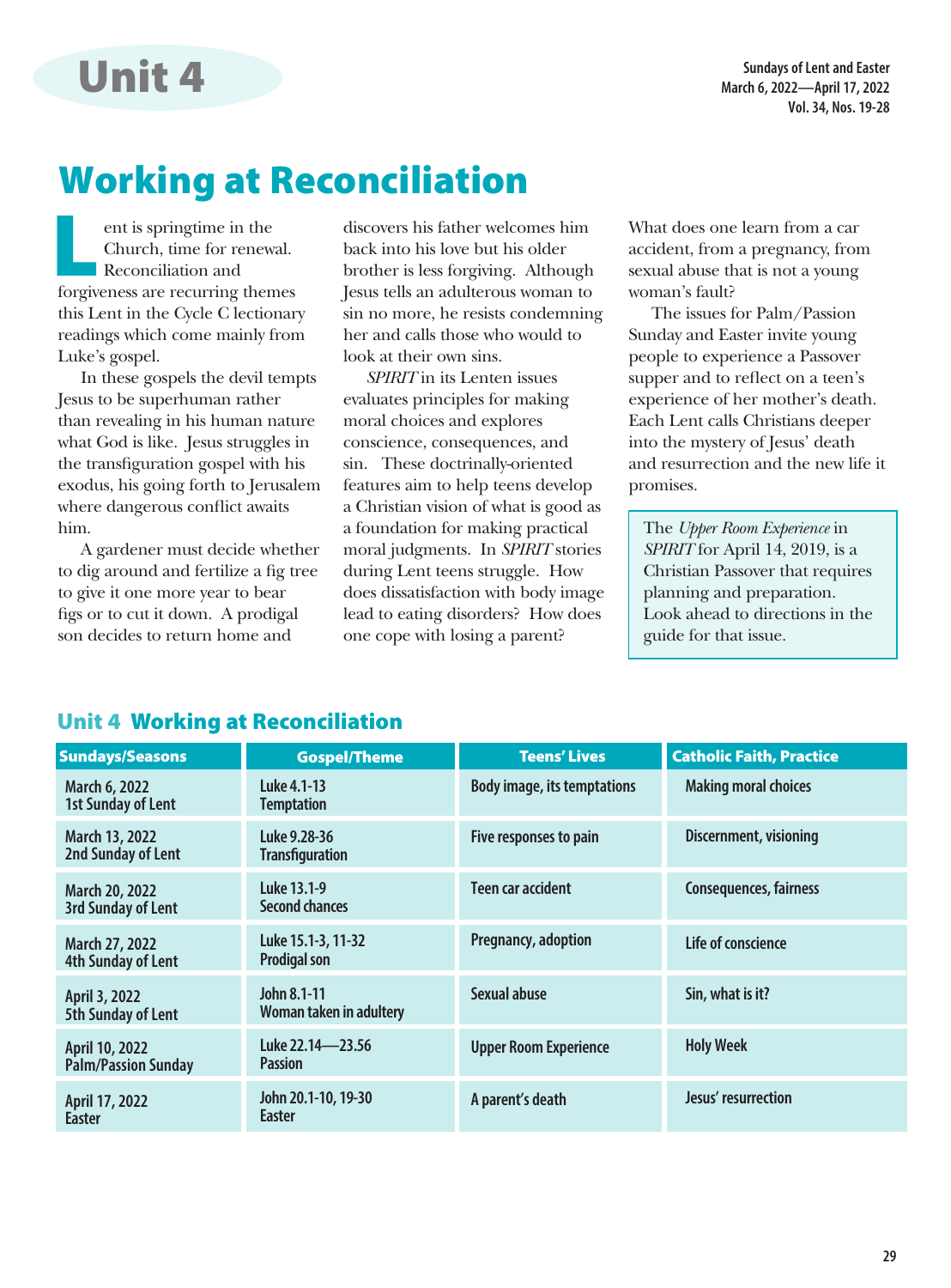# Unit 4

**Sundays of Lent and Easter**
**March 6, 2022—April 17, 2022**
**Vol. 34, Nos. 19-28**

# Working at Reconciliation

Lent is springtime in the Church, time for renewal. Reconciliation and forgiveness are recurring themes this Lent in the Cycle C lectionary readings which come mainly from Luke's gospel.

In these gospels the devil tempts Jesus to be superhuman rather than revealing in his human nature what God is like. Jesus struggles in the transfiguration gospel with his exodus, his going forth to Jerusalem where dangerous conflict awaits him.

A gardener must decide whether to dig around and fertilize a fig tree to give it one more year to bear figs or to cut it down. A prodigal son decides to return home and discovers his father welcomes him back into his love but his older brother is less forgiving. Although Jesus tells an adulterous woman to sin no more, he resists condemning her and calls those who would to look at their own sins.

*SPIRIT* in its Lenten issues evaluates principles for making moral choices and explores conscience, consequences, and sin. These doctrinally-oriented features aim to help teens develop a Christian vision of what is good as a foundation for making practical moral judgments. In *SPIRIT* stories during Lent teens struggle. How does dissatisfaction with body image lead to eating disorders? How does one cope with losing a parent? What does one learn from a car accident, from a pregnancy, from sexual abuse that is not a young woman's fault?

The issues for Palm/Passion Sunday and Easter invite young people to experience a Passover supper and to reflect on a teen's experience of her mother's death. Each Lent calls Christians deeper into the mystery of Jesus' death and resurrection and the new life it promises.

> The *Upper Room Experience* in *SPIRIT* for April 14, 2019, is a Christian Passover that requires planning and preparation. Look ahead to directions in the guide for that issue.

## Unit 4 Working at Reconciliation

| Sundays/Seasons | Gospel/Theme | Teens' Lives | Catholic Faith, Practice |
|---|---|---|---|
| March 6, 2022<br>1st Sunday of Lent | Luke 4.1-13<br>Temptation | Body image, its temptations | Making moral choices |
| March 13, 2022<br>2nd Sunday of Lent | Luke 9.28-36<br>Transfiguration | Five responses to pain | Discernment, visioning |
| March 20, 2022<br>3rd Sunday of Lent | Luke 13.1-9<br>Second chances | Teen car accident | Consequences, fairness |
| March 27, 2022<br>4th Sunday of Lent | Luke 15.1-3, 11-32<br>Prodigal son | Pregnancy, adoption | Life of conscience |
| April 3, 2022<br>5th Sunday of Lent | John 8.1-11<br>Woman taken in adultery | Sexual abuse | Sin, what is it? |
| April 10, 2022<br>Palm/Passion Sunday | Luke 22.14—23.56<br>Passion | Upper Room Experience | Holy Week |
| April 17, 2022<br>Easter | John 20.1-10, 19-30<br>Easter | A parent's death | Jesus' resurrection |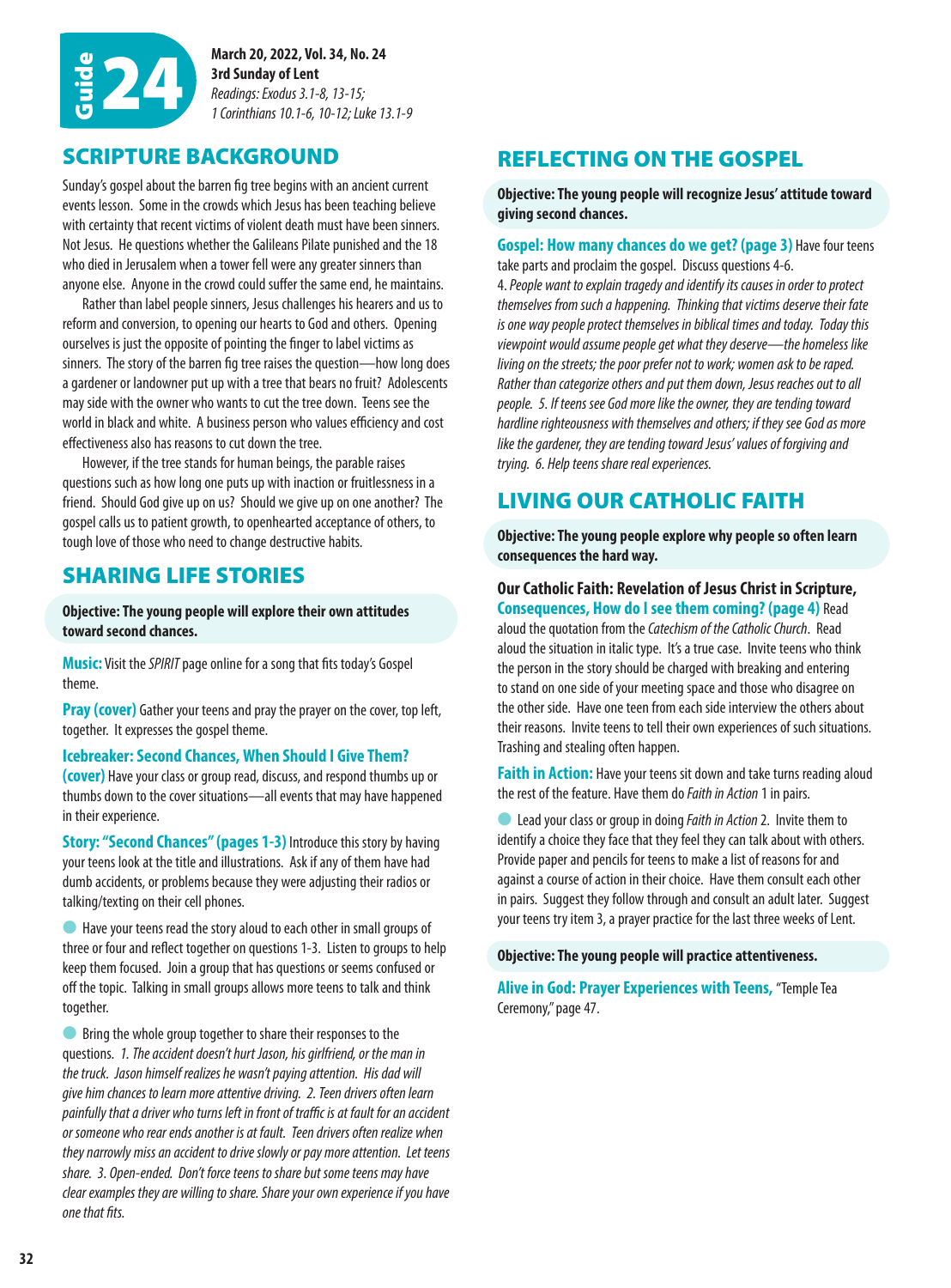# Guide 24

**March 20, 2022, Vol. 34, No. 24**
**3rd Sunday of Lent**
*Readings: Exodus 3.1-8, 13-15; 1 Corinthians 10.1-6, 10-12; Luke 13.1-9*

## SCRIPTURE BACKGROUND

Sunday's gospel about the barren fig tree begins with an ancient current events lesson. Some in the crowds which Jesus has been teaching believe with certainty that recent victims of violent death must have been sinners. Not Jesus. He questions whether the Galileans Pilate punished and the 18 who died in Jerusalem when a tower fell were any greater sinners than anyone else. Anyone in the crowd could suffer the same end, he maintains.

Rather than label people sinners, Jesus challenges his hearers and us to reform and conversion, to opening our hearts to God and others. Opening ourselves is just the opposite of pointing the finger to label victims as sinners. The story of the barren fig tree raises the question—how long does a gardener or landowner put up with a tree that bears no fruit? Adolescents may side with the owner who wants to cut the tree down. Teens see the world in black and white. A business person who values efficiency and cost effectiveness also has reasons to cut down the tree.

However, if the tree stands for human beings, the parable raises questions such as how long one puts up with inaction or fruitlessness in a friend. Should God give up on us? Should we give up on one another? The gospel calls us to patient growth, to openhearted acceptance of others, to tough love of those who need to change destructive habits.

## SHARING LIFE STORIES

**Objective: The young people will explore their own attitudes toward second chances.**

**Music:** Visit the *SPIRIT* page online for a song that fits today's Gospel theme.

**Pray (cover)** Gather your teens and pray the prayer on the cover, top left, together. It expresses the gospel theme.

**Icebreaker: Second Chances, When Should I Give Them? (cover)** Have your class or group read, discuss, and respond thumbs up or thumbs down to the cover situations—all events that may have happened in their experience.

**Story: "Second Chances" (pages 1-3)** Introduce this story by having your teens look at the title and illustrations. Ask if any of them have had dumb accidents, or problems because they were adjusting their radios or talking/texting on their cell phones.

- Have your teens read the story aloud to each other in small groups of three or four and reflect together on questions 1-3. Listen to groups to help keep them focused. Join a group that has questions or seems confused or off the topic. Talking in small groups allows more teens to talk and think together.

- Bring the whole group together to share their responses to the questions. *1. The accident doesn't hurt Jason, his girlfriend, or the man in the truck. Jason himself realizes he wasn't paying attention. His dad will give him chances to learn more attentive driving. 2. Teen drivers often learn painfully that a driver who turns left in front of traffic is at fault for an accident or someone who rear ends another is at fault. Teen drivers often realize when they narrowly miss an accident to drive slowly or pay more attention. Let teens share. 3. Open-ended. Don't force teens to share but some teens may have clear examples they are willing to share. Share your own experience if you have one that fits.*

## REFLECTING ON THE GOSPEL

**Objective: The young people will recognize Jesus' attitude toward giving second chances.**

**Gospel: How many chances do we get? (page 3)** Have four teens take parts and proclaim the gospel. Discuss questions 4-6.
*4. People want to explain tragedy and identify its causes in order to protect themselves from such a happening. Thinking that victims deserve their fate is one way people protect themselves in biblical times and today. Today this viewpoint would assume people get what they deserve—the homeless like living on the streets; the poor prefer not to work; women ask to be raped. Rather than categorize others and put them down, Jesus reaches out to all people. 5. If teens see God more like the owner, they are tending toward hardline righteousness with themselves and others; if they see God as more like the gardener, they are tending toward Jesus' values of forgiving and trying. 6. Help teens share real experiences.*

## LIVING OUR CATHOLIC FAITH

**Objective: The young people explore why people so often learn consequences the hard way.**

**Our Catholic Faith: Revelation of Jesus Christ in Scripture, Consequences, How do I see them coming? (page 4)** Read aloud the quotation from the *Catechism of the Catholic Church*. Read aloud the situation in italic type. It's a true case. Invite teens who think the person in the story should be charged with breaking and entering to stand on one side of your meeting space and those who disagree on the other side. Have one teen from each side interview the others about their reasons. Invite teens to tell their own experiences of such situations. Trashing and stealing often happen.

**Faith in Action:** Have your teens sit down and take turns reading aloud the rest of the feature. Have them do *Faith in Action* 1 in pairs.

- Lead your class or group in doing *Faith in Action* 2. Invite them to identify a choice they face that they feel they can talk about with others. Provide paper and pencils for teens to make a list of reasons for and against a course of action in their choice. Have them consult each other in pairs. Suggest they follow through and consult an adult later. Suggest your teens try item 3, a prayer practice for the last three weeks of Lent.

**Objective: The young people will practice attentiveness.**

**Alive in God: Prayer Experiences with Teens,** "Temple Tea Ceremony," page 47.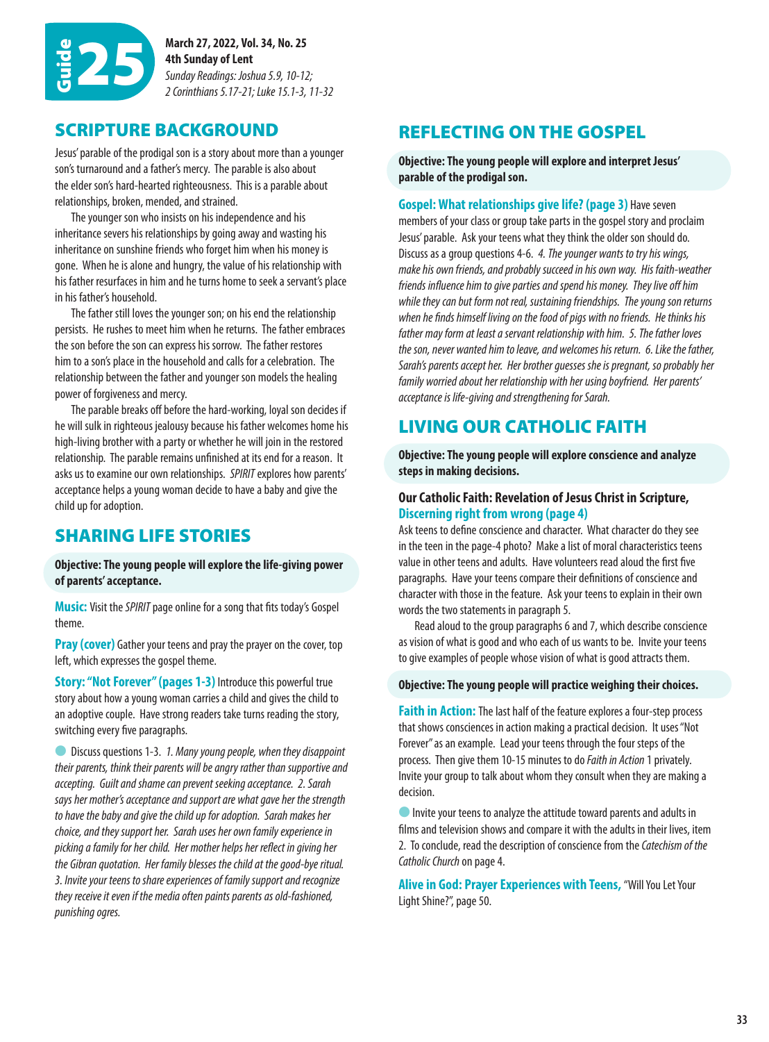**Guide 25**

**March 27, 2022, Vol. 34, No. 25**
**4th Sunday of Lent**
*Sunday Readings: Joshua 5.9, 10-12; 2 Corinthians 5.17-21; Luke 15.1-3, 11-32*

## SCRIPTURE BACKGROUND

Jesus' parable of the prodigal son is a story about more than a younger son's turnaround and a father's mercy. The parable is also about the elder son's hard-hearted righteousness. This is a parable about relationships, broken, mended, and strained.

The younger son who insists on his independence and his inheritance severs his relationships by going away and wasting his inheritance on sunshine friends who forget him when his money is gone. When he is alone and hungry, the value of his relationship with his father resurfaces in him and he turns home to seek a servant's place in his father's household.

The father still loves the younger son; on his end the relationship persists. He rushes to meet him when he returns. The father embraces the son before the son can express his sorrow. The father restores him to a son's place in the household and calls for a celebration. The relationship between the father and younger son models the healing power of forgiveness and mercy.

The parable breaks off before the hard-working, loyal son decides if he will sulk in righteous jealousy because his father welcomes home his high-living brother with a party or whether he will join in the restored relationship. The parable remains unfinished at its end for a reason. It asks us to examine our own relationships. *SPIRIT* explores how parents' acceptance helps a young woman decide to have a baby and give the child up for adoption.

## SHARING LIFE STORIES

**Objective: The young people will explore the life-giving power of parents' acceptance.**

**Music:** Visit the *SPIRIT* page online for a song that fits today's Gospel theme.

**Pray (cover)** Gather your teens and pray the prayer on the cover, top left, which expresses the gospel theme.

**Story: "Not Forever" (pages 1-3)** Introduce this powerful true story about how a young woman carries a child and gives the child to an adoptive couple. Have strong readers take turns reading the story, switching every five paragraphs.

- Discuss questions 1-3. *1. Many young people, when they disappoint their parents, think their parents will be angry rather than supportive and accepting. Guilt and shame can prevent seeking acceptance. 2. Sarah says her mother's acceptance and support are what gave her the strength to have the baby and give the child up for adoption. Sarah makes her choice, and they support her. Sarah uses her own family experience in picking a family for her child. Her mother helps her reflect in giving her the Gibran quotation. Her family blesses the child at the good-bye ritual. 3. Invite your teens to share experiences of family support and recognize they receive it even if the media often paints parents as old-fashioned, punishing ogres.*

## REFLECTING ON THE GOSPEL

**Objective: The young people will explore and interpret Jesus' parable of the prodigal son.**

**Gospel: What relationships give life? (page 3)** Have seven members of your class or group take parts in the gospel story and proclaim Jesus' parable. Ask your teens what they think the older son should do. Discuss as a group questions 4-6. *4. The younger wants to try his wings, make his own friends, and probably succeed in his own way. His faith-weather friends influence him to give parties and spend his money. They live off him while they can but form not real, sustaining friendships. The young son returns when he finds himself living on the food of pigs with no friends. He thinks his father may form at least a servant relationship with him. 5. The father loves the son, never wanted him to leave, and welcomes his return. 6. Like the father, Sarah's parents accept her. Her brother guesses she is pregnant, so probably her family worried about her relationship with her using boyfriend. Her parents' acceptance is life-giving and strengthening for Sarah.*

## LIVING OUR CATHOLIC FAITH

**Objective: The young people will explore conscience and analyze steps in making decisions.**

### Our Catholic Faith: Revelation of Jesus Christ in Scripture, Discerning right from wrong (page 4)

Ask teens to define conscience and character. What character do they see in the teen in the page-4 photo? Make a list of moral characteristics teens value in other teens and adults. Have volunteers read aloud the first five paragraphs. Have your teens compare their definitions of conscience and character with those in the feature. Ask your teens to explain in their own words the two statements in paragraph 5.

Read aloud to the group paragraphs 6 and 7, which describe conscience as vision of what is good and who each of us wants to be. Invite your teens to give examples of people whose vision of what is good attracts them.

**Objective: The young people will practice weighing their choices.**

**Faith in Action:** The last half of the feature explores a four-step process that shows consciences in action making a practical decision. It uses "Not Forever" as an example. Lead your teens through the four steps of the process. Then give them 10-15 minutes to do *Faith in Action* 1 privately. Invite your group to talk about whom they consult when they are making a decision.

- Invite your teens to analyze the attitude toward parents and adults in films and television shows and compare it with the adults in their lives, item 2. To conclude, read the description of conscience from the *Catechism of the Catholic Church* on page 4.

**Alive in God: Prayer Experiences with Teens,** "Will You Let Your Light Shine?", page 50.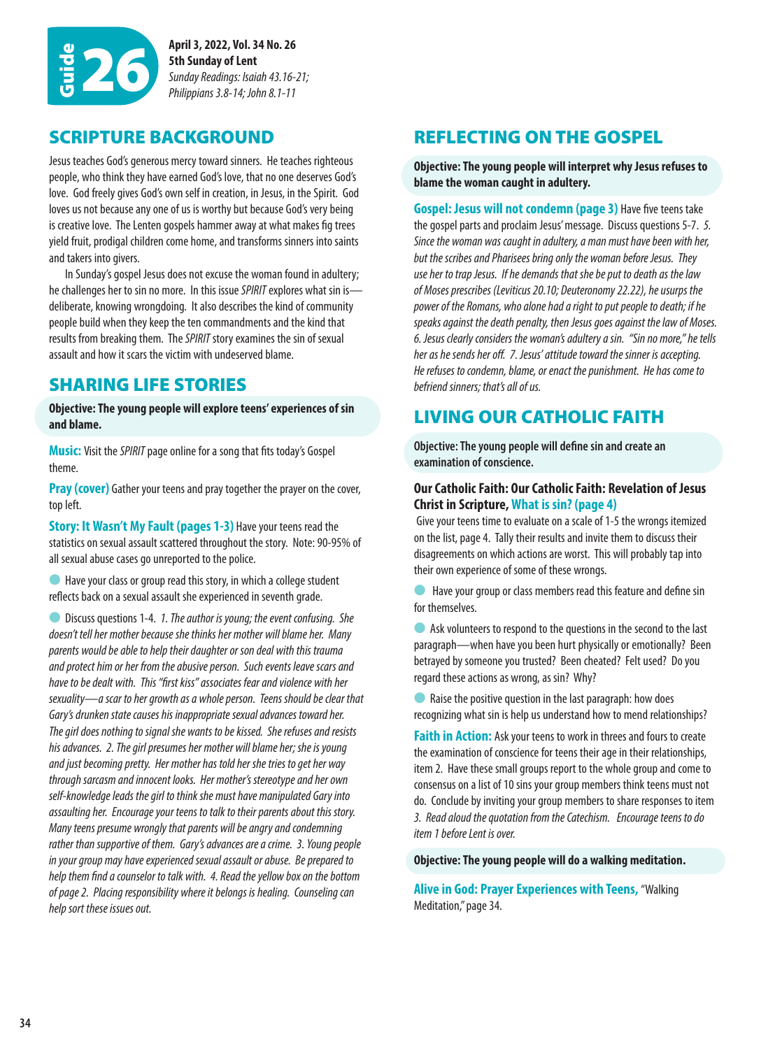**Guide 26**

**April 3, 2022, Vol. 34 No. 26**
**5th Sunday of Lent**
*Sunday Readings: Isaiah 43.16-21; Philippians 3.8-14; John 8.1-11*

## SCRIPTURE BACKGROUND

Jesus teaches God's generous mercy toward sinners. He teaches righteous people, who think they have earned God's love, that no one deserves God's love. God freely gives God's own self in creation, in Jesus, in the Spirit. God loves us not because any one of us is worthy but because God's very being is creative love. The Lenten gospels hammer away at what makes fig trees yield fruit, prodigal children come home, and transforms sinners into saints and takers into givers.

In Sunday's gospel Jesus does not excuse the woman found in adultery; he challenges her to sin no more. In this issue *SPIRIT* explores what sin is—deliberate, knowing wrongdoing. It also describes the kind of community people build when they keep the ten commandments and the kind that results from breaking them. The *SPIRIT* story examines the sin of sexual assault and how it scars the victim with undeserved blame.

## SHARING LIFE STORIES

**Objective: The young people will explore teens' experiences of sin and blame.**

**Music:** Visit the *SPIRIT* page online for a song that fits today's Gospel theme.

**Pray (cover)** Gather your teens and pray together the prayer on the cover, top left.

**Story: It Wasn't My Fault (pages 1-3)** Have your teens read the statistics on sexual assault scattered throughout the story. Note: 90-95% of all sexual abuse cases go unreported to the police.

- Have your class or group read this story, in which a college student reflects back on a sexual assault she experienced in seventh grade.
- Discuss questions 1-4. *1. The author is young; the event confusing. She doesn't tell her mother because she thinks her mother will blame her. Many parents would be able to help their daughter or son deal with this trauma and protect him or her from the abusive person. Such events leave scars and have to be dealt with. This "first kiss" associates fear and violence with her sexuality—a scar to her growth as a whole person. Teens should be clear that Gary's drunken state causes his inappropriate sexual advances toward her. The girl does nothing to signal she wants to be kissed. She refuses and resists his advances. 2. The girl presumes her mother will blame her; she is young and just becoming pretty. Her mother has told her she tries to get her way through sarcasm and innocent looks. Her mother's stereotype and her own self-knowledge leads the girl to think she must have manipulated Gary into assaulting her. Encourage your teens to talk to their parents about this story. Many teens presume wrongly that parents will be angry and condemning rather than supportive of them. Gary's advances are a crime. 3. Young people in your group may have experienced sexual assault or abuse. Be prepared to help them find a counselor to talk with. 4. Read the yellow box on the bottom of page 2. Placing responsibility where it belongs is healing. Counseling can help sort these issues out.*

## REFLECTING ON THE GOSPEL

**Objective: The young people will interpret why Jesus refuses to blame the woman caught in adultery.**

**Gospel: Jesus will not condemn (page 3)** Have five teens take the gospel parts and proclaim Jesus' message. Discuss questions 5-7. *5. Since the woman was caught in adultery, a man must have been with her, but the scribes and Pharisees bring only the woman before Jesus. They use her to trap Jesus. If he demands that she be put to death as the law of Moses prescribes (Leviticus 20.10; Deuteronomy 22.22), he usurps the power of the Romans, who alone had a right to put people to death; if he speaks against the death penalty, then Jesus goes against the law of Moses. 6. Jesus clearly considers the woman's adultery a sin. "Sin no more," he tells her as he sends her off. 7. Jesus' attitude toward the sinner is accepting. He refuses to condemn, blame, or enact the punishment. He has come to befriend sinners; that's all of us.*

## LIVING OUR CATHOLIC FAITH

**Objective: The young people will define sin and create an examination of conscience.**

### Our Catholic Faith: Our Catholic Faith: Revelation of Jesus Christ in Scripture, What is sin? (page 4)

Give your teens time to evaluate on a scale of 1-5 the wrongs itemized on the list, page 4. Tally their results and invite them to discuss their disagreements on which actions are worst. This will probably tap into their own experience of some of these wrongs.

- Have your group or class members read this feature and define sin for themselves.
- Ask volunteers to respond to the questions in the second to the last paragraph—when have you been hurt physically or emotionally? Been betrayed by someone you trusted? Been cheated? Felt used? Do you regard these actions as wrong, as sin? Why?
- Raise the positive question in the last paragraph: how does recognizing what sin is help us understand how to mend relationships?

**Faith in Action:** Ask your teens to work in threes and fours to create the examination of conscience for teens their age in their relationships, item 2. Have these small groups report to the whole group and come to consensus on a list of 10 sins your group members think teens must not do. Conclude by inviting your group members to share responses to item 3. *Read aloud the quotation from the Catechism. Encourage teens to do item 1 before Lent is over.*

**Objective: The young people will do a walking meditation.**

**Alive in God: Prayer Experiences with Teens,** "Walking Meditation," page 34.